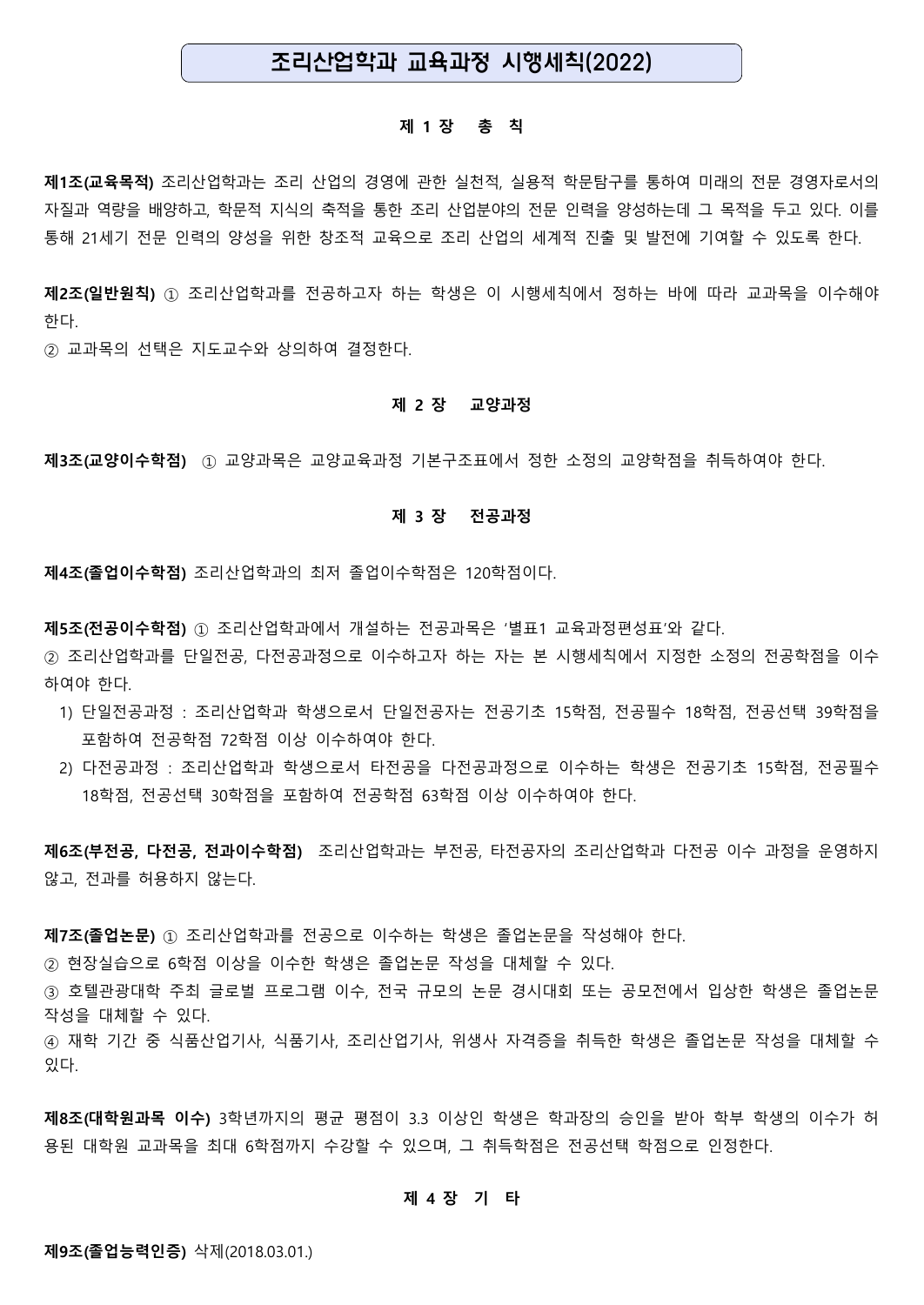# 조리산업학과 교육과정 시행세칙(2022)

## 제 1 장 총 칙

**제1조(교육목적)** 조리산업학과는 조리 산업의 경영에 관한 실천적, 실용적 학문탐구를 통하여 미래의 전문 경영자로서의 자질과 역량을 배양하고, 학문적 지식의 축적을 통한 조리 산업분야의 전문 인력을 양성하는데 그 목적을 두고 있다. 이를 통해 21세기 전문 인력의 양성을 위한 창조적 교육으로 조리 산업의 세계적 진출 및 발전에 기여할 수 있도록 한다.

**제2조(일반원칙)** ① 조리산업학과를 전공하고자 하는 학생은 이 시행세칙에서 정하는 바에 따라 교과목을 이수해야 한다.
② 교과목의 선택은 지도교수와 상의하여 결정한다.

## 제 2 장 교양과정

**제3조(교양이수학점)** ① 교양과목은 교양교육과정 기본구조표에서 정한 소정의 교양학점을 취득하여야 한다.

## 제 3 장 전공과정

**제4조(졸업이수학점)** 조리산업학과의 최저 졸업이수학점은 120학점이다.

**제5조(전공이수학점)** ① 조리산업학과에서 개설하는 전공과목은 '별표1 교육과정편성표'와 같다.
② 조리산업학과를 단일전공, 다전공과정으로 이수하고자 하는 자는 본 시행세칙에서 지정한 소정의 전공학점을 이수하여야 한다.

1) 단일전공과정 : 조리산업학과 학생으로서 단일전공자는 전공기초 15학점, 전공필수 18학점, 전공선택 39학점을 포함하여 전공학점 72학점 이상 이수하여야 한다.
2) 다전공과정 : 조리산업학과 학생으로서 타전공을 다전공과정으로 이수하는 학생은 전공기초 15학점, 전공필수 18학점, 전공선택 30학점을 포함하여 전공학점 63학점 이상 이수하여야 한다.

**제6조(부전공, 다전공, 전과이수학점)** 조리산업학과는 부전공, 타전공자의 조리산업학과 다전공 이수 과정을 운영하지 않고, 전과를 허용하지 않는다.

**제7조(졸업논문)** ① 조리산업학과를 전공으로 이수하는 학생은 졸업논문을 작성해야 한다.
② 현장실습으로 6학점 이상을 이수한 학생은 졸업논문 작성을 대체할 수 있다.
③ 호텔관광대학 주최 글로벌 프로그램 이수, 전국 규모의 논문 경시대회 또는 공모전에서 입상한 학생은 졸업논문 작성을 대체할 수 있다.
④ 재학 기간 중 식품산업기사, 식품기사, 조리산업기사, 위생사 자격증을 취득한 학생은 졸업논문 작성을 대체할 수 있다.

**제8조(대학원과목 이수)** 3학년까지의 평균 평점이 3.3 이상인 학생은 학과장의 승인을 받아 학부 학생의 이수가 허용된 대학원 교과목을 최대 6학점까지 수강할 수 있으며, 그 취득학점은 전공선택 학점으로 인정한다.

## 제 4 장 기 타

**제9조(졸업능력인증)** 삭제(2018.03.01.)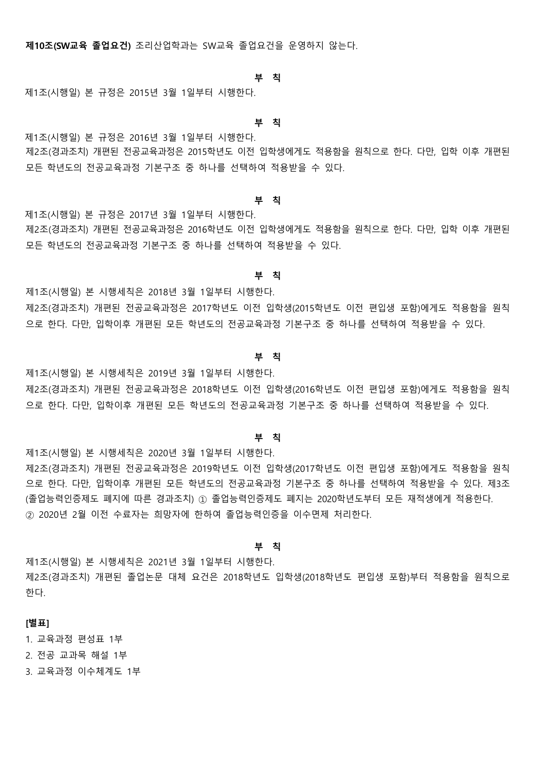**제10조(SW교육 졸업요건)** 조리산업학과는 SW교육 졸업요건을 운영하지 않는다.

**부 칙**

제1조(시행일) 본 규정은 2015년 3월 1일부터 시행한다.

**부 칙**

제1조(시행일) 본 규정은 2016년 3월 1일부터 시행한다.
제2조(경과조치) 개편된 전공교육과정은 2015학년도 이전 입학생에게도 적용함을 원칙으로 한다. 다만, 입학 이후 개편된 모든 학년도의 전공교육과정 기본구조 중 하나를 선택하여 적용받을 수 있다.

**부 칙**

제1조(시행일) 본 규정은 2017년 3월 1일부터 시행한다.
제2조(경과조치) 개편된 전공교육과정은 2016학년도 이전 입학생에게도 적용함을 원칙으로 한다. 다만, 입학 이후 개편된 모든 학년도의 전공교육과정 기본구조 중 하나를 선택하여 적용받을 수 있다.

**부 칙**

제1조(시행일) 본 시행세칙은 2018년 3월 1일부터 시행한다.
제2조(경과조치) 개편된 전공교육과정은 2017학년도 이전 입학생(2015학년도 이전 편입생 포함)에게도 적용함을 원칙으로 한다. 다만, 입학이후 개편된 모든 학년도의 전공교육과정 기본구조 중 하나를 선택하여 적용받을 수 있다.

**부 칙**

제1조(시행일) 본 시행세칙은 2019년 3월 1일부터 시행한다.
제2조(경과조치) 개편된 전공교육과정은 2018학년도 이전 입학생(2016학년도 이전 편입생 포함)에게도 적용함을 원칙으로 한다. 다만, 입학이후 개편된 모든 학년도의 전공교육과정 기본구조 중 하나를 선택하여 적용받을 수 있다.

**부 칙**

제1조(시행일) 본 시행세칙은 2020년 3월 1일부터 시행한다.
제2조(경과조치) 개편된 전공교육과정은 2019학년도 이전 입학생(2017학년도 이전 편입생 포함)에게도 적용함을 원칙으로 한다. 다만, 입학이후 개편된 모든 학년도의 전공교육과정 기본구조 중 하나를 선택하여 적용받을 수 있다. 제3조(졸업능력인증제도 폐지에 따른 경과조치) ① 졸업능력인증제도 폐지는 2020학년도부터 모든 재적생에게 적용한다.
② 2020년 2월 이전 수료자는 희망자에 한하여 졸업능력인증을 이수면제 처리한다.

**부 칙**

제1조(시행일) 본 시행세칙은 2021년 3월 1일부터 시행한다.
제2조(경과조치) 개편된 졸업논문 대체 요건은 2018학년도 입학생(2018학년도 편입생 포함)부터 적용함을 원칙으로 한다.

**[별표]**

1. 교육과정 편성표 1부
2. 전공 교과목 해설 1부
3. 교육과정 이수체계도 1부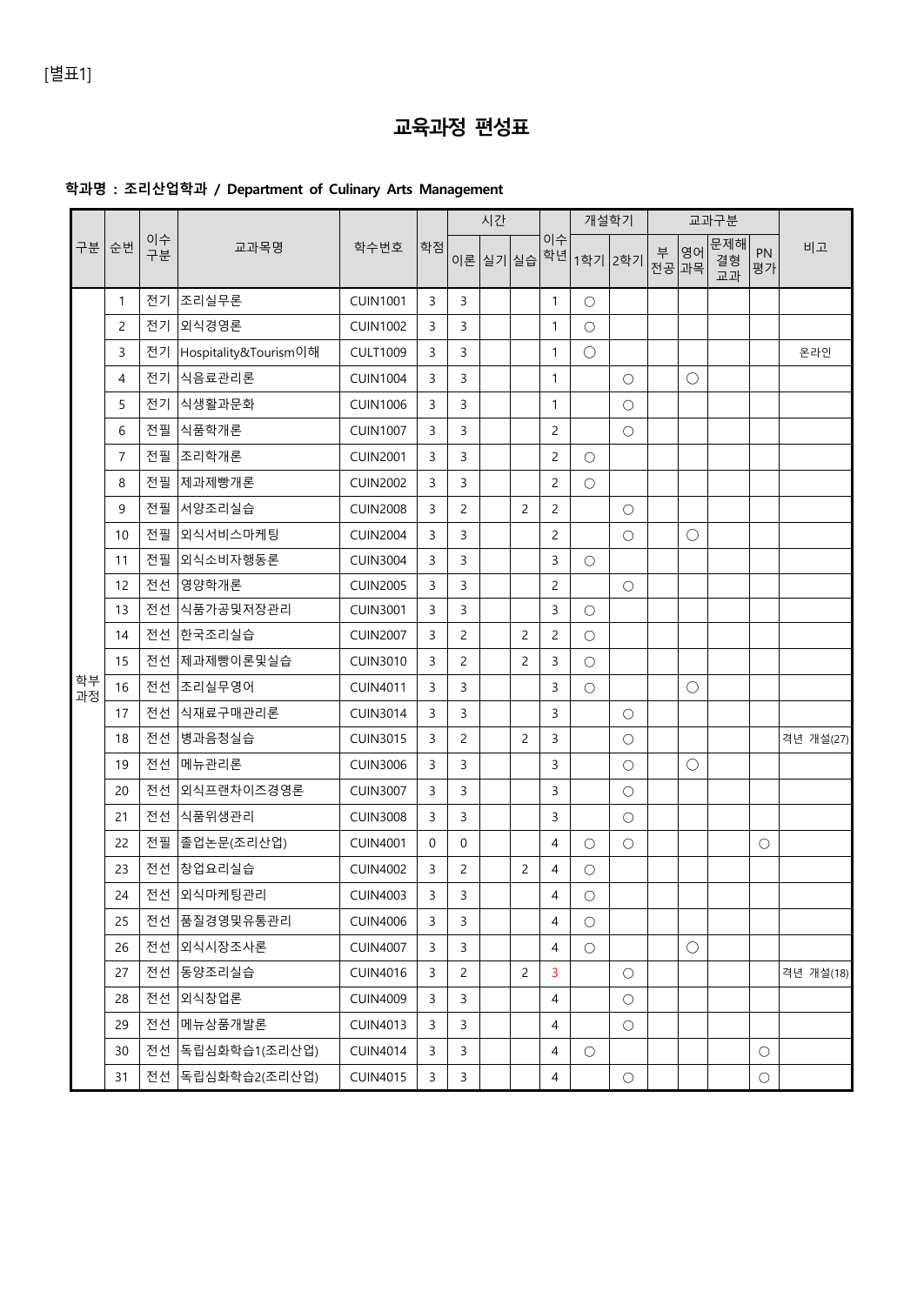[별표1]

# 교육과정 편성표

**학과명 : 조리산업학과 / Department of Culinary Arts Management**

| 구분 | 순번 | 이수구분 | 교과목명 | 학수번호 | 학점 | 시간 | | | 이수학년 | 개설학기 | | 교과구분 | | | | 비고 |
|---|---|---|---|---|---|---|---|---|---|---|---|---|---|---|---|---|
| | | | | | | 이론 | 실기 | 실습 | | 1학기 | 2학기 | 부전공 | 영어과목 | 문제해결형교과 | PN평가 | |
| 학부과정 | 1 | 전기 | 조리실무론 | CUIN1001 | 3 | 3 | | | 1 | ○ | | | | | | |
| | 2 | 전기 | 외식경영론 | CUIN1002 | 3 | 3 | | | 1 | ○ | | | | | | |
| | 3 | 전기 | Hospitality&Tourism이해 | CULT1009 | 3 | 3 | | | 1 | ○ | | | | | | 온라인 |
| | 4 | 전기 | 식음료관리론 | CUIN1004 | 3 | 3 | | | 1 | | ○ | | ○ | | | |
| | 5 | 전기 | 식생활과문화 | CUIN1006 | 3 | 3 | | | 1 | | ○ | | | | | |
| | 6 | 전필 | 식품학개론 | CUIN1007 | 3 | 3 | | | 2 | | ○ | | | | | |
| | 7 | 전필 | 조리학개론 | CUIN2001 | 3 | 3 | | | 2 | ○ | | | | | | |
| | 8 | 전필 | 제과제빵개론 | CUIN2002 | 3 | 3 | | | 2 | ○ | | | | | | |
| | 9 | 전필 | 서양조리실습 | CUIN2008 | 3 | 2 | | 2 | 2 | | ○ | | | | | |
| | 10 | 전필 | 외식서비스마케팅 | CUIN2004 | 3 | 3 | | | 2 | | ○ | | ○ | | | |
| | 11 | 전필 | 외식소비자행동론 | CUIN3004 | 3 | 3 | | | 3 | ○ | | | | | | |
| | 12 | 전선 | 영양학개론 | CUIN2005 | 3 | 3 | | | 2 | | ○ | | | | | |
| | 13 | 전선 | 식품가공및저장관리 | CUIN3001 | 3 | 3 | | | 3 | ○ | | | | | | |
| | 14 | 전선 | 한국조리실습 | CUIN2007 | 3 | 2 | | 2 | 2 | ○ | | | | | | |
| | 15 | 전선 | 제과제빵이론및실습 | CUIN3010 | 3 | 2 | | 2 | 3 | ○ | | | | | | |
| | 16 | 전선 | 조리실무영어 | CUIN4011 | 3 | 3 | | | 3 | ○ | | | ○ | | | |
| | 17 | 전선 | 식재료구매관리론 | CUIN3014 | 3 | 3 | | | 3 | | ○ | | | | | |
| | 18 | 전선 | 병과음청실습 | CUIN3015 | 3 | 2 | | 2 | 3 | | ○ | | | | | 격년 개설(27) |
| | 19 | 전선 | 메뉴관리론 | CUIN3006 | 3 | 3 | | | 3 | | ○ | | ○ | | | |
| | 20 | 전선 | 외식프랜차이즈경영론 | CUIN3007 | 3 | 3 | | | 3 | | ○ | | | | | |
| | 21 | 전선 | 식품위생관리 | CUIN3008 | 3 | 3 | | | 3 | | ○ | | | | | |
| | 22 | 전필 | 졸업논문(조리산업) | CUIN4001 | 0 | 0 | | | 4 | ○ | ○ | | | | ○ | |
| | 23 | 전선 | 창업요리실습 | CUIN4002 | 3 | 2 | | 2 | 4 | ○ | | | | | | |
| | 24 | 전선 | 외식마케팅관리 | CUIN4003 | 3 | 3 | | | 4 | ○ | | | | | | |
| | 25 | 전선 | 품질경영및유통관리 | CUIN4006 | 3 | 3 | | | 4 | ○ | | | | | | |
| | 26 | 전선 | 외식시장조사론 | CUIN4007 | 3 | 3 | | | 4 | ○ | | | ○ | | | |
| | 27 | 전선 | 동양조리실습 | CUIN4016 | 3 | 2 | | 2 | 3 | | ○ | | | | | 격년 개설(18) |
| | 28 | 전선 | 외식창업론 | CUIN4009 | 3 | 3 | | | 4 | | ○ | | | | | |
| | 29 | 전선 | 메뉴상품개발론 | CUIN4013 | 3 | 3 | | | 4 | | ○ | | | | | |
| | 30 | 전선 | 독립심화학습1(조리산업) | CUIN4014 | 3 | 3 | | | 4 | ○ | | | | | ○ | |
| | 31 | 전선 | 독립심화학습2(조리산업) | CUIN4015 | 3 | 3 | | | 4 | | ○ | | | | ○ | |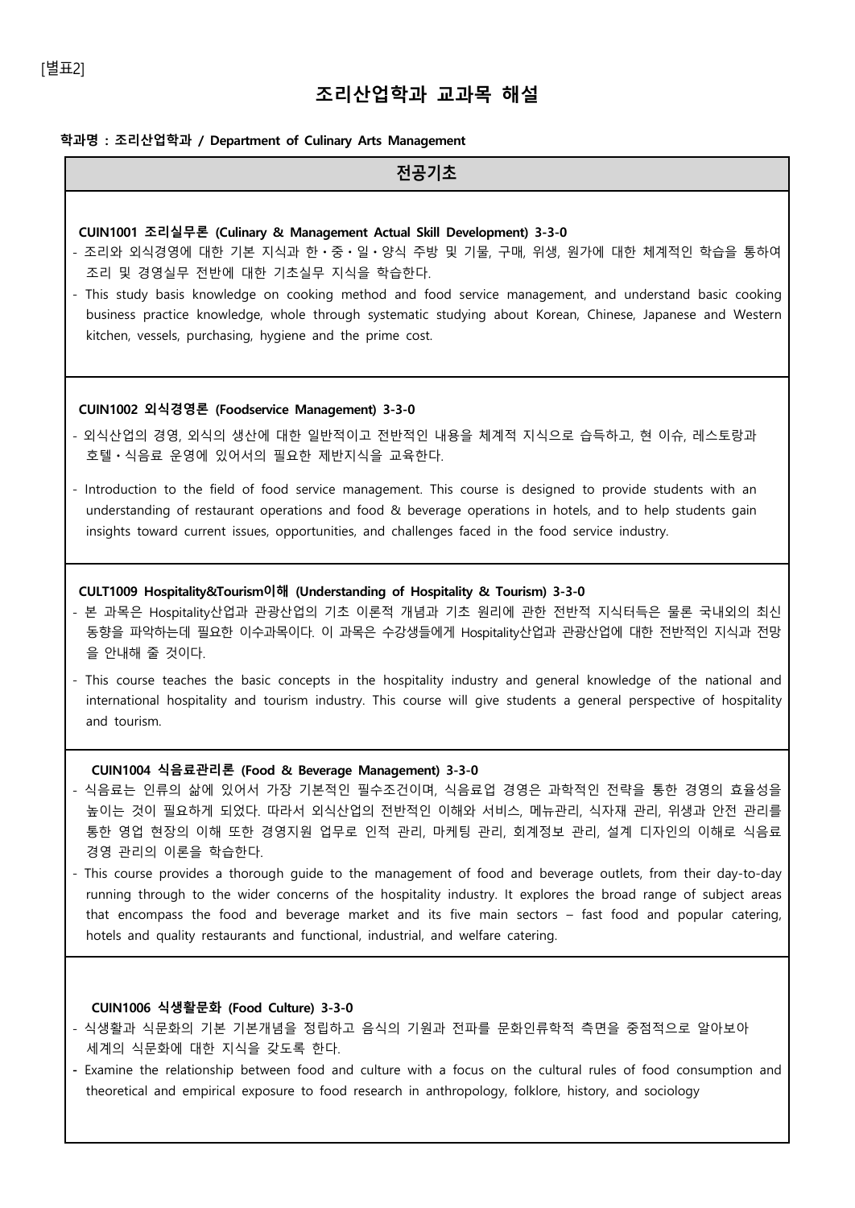[별표2]

# 조리산업학과 교과목 해설

**학과명 : 조리산업학과 / Department of Culinary Arts Management**

## 전공기초

**CUIN1001 조리실무론 (Culinary & Management Actual Skill Development) 3-3-0**

- 조리와 외식경영에 대한 기본 지식과 한・중・일・양식 주방 및 기물, 구매, 위생, 원가에 대한 체계적인 학습을 통하여 조리 및 경영실무 전반에 대한 기초실무 지식을 학습한다.
- This study basis knowledge on cooking method and food service management, and understand basic cooking business practice knowledge, whole through systematic studying about Korean, Chinese, Japanese and Western kitchen, vessels, purchasing, hygiene and the prime cost.

**CUIN1002 외식경영론 (Foodservice Management) 3-3-0**

- 외식산업의 경영, 외식의 생산에 대한 일반적이고 전반적인 내용을 체계적 지식으로 습득하고, 현 이슈, 레스토랑과 호텔・식음료 운영에 있어서의 필요한 제반지식을 교육한다.
- Introduction to the field of food service management. This course is designed to provide students with an understanding of restaurant operations and food & beverage operations in hotels, and to help students gain insights toward current issues, opportunities, and challenges faced in the food service industry.

**CULT1009 Hospitality&Tourism이해 (Understanding of Hospitality & Tourism) 3-3-0**

- 본 과목은 Hospitality산업과 관광산업의 기초 이론적 개념과 기초 원리에 관한 전반적 지식터득은 물론 국내외의 최신 동향을 파악하는데 필요한 이수과목이다. 이 과목은 수강생들에게 Hospitality산업과 관광산업에 대한 전반적인 지식과 전망을 안내해 줄 것이다.
- This course teaches the basic concepts in the hospitality industry and general knowledge of the national and international hospitality and tourism industry. This course will give students a general perspective of hospitality and tourism.

**CUIN1004 식음료관리론 (Food & Beverage Management) 3-3-0**

- 식음료는 인류의 삶에 있어서 가장 기본적인 필수조건이며, 식음료업 경영은 과학적인 전략을 통한 경영의 효율성을 높이는 것이 필요하게 되었다. 따라서 외식산업의 전반적인 이해와 서비스, 메뉴관리, 식자재 관리, 위생과 안전 관리를 통한 영업 현장의 이해 또한 경영지원 업무로 인적 관리, 마케팅 관리, 회계정보 관리, 설계 디자인의 이해로 식음료 경영 관리의 이론을 학습한다.
- This course provides a thorough guide to the management of food and beverage outlets, from their day-to-day running through to the wider concerns of the hospitality industry. It explores the broad range of subject areas that encompass the food and beverage market and its five main sectors – fast food and popular catering, hotels and quality restaurants and functional, industrial, and welfare catering.

**CUIN1006 식생활문화 (Food Culture) 3-3-0**

- 식생활과 식문화의 기본 기본개념을 정립하고 음식의 기원과 전파를 문화인류학적 측면을 중점적으로 알아보아 세계의 식문화에 대한 지식을 갖도록 한다.
- Examine the relationship between food and culture with a focus on the cultural rules of food consumption and theoretical and empirical exposure to food research in anthropology, folklore, history, and sociology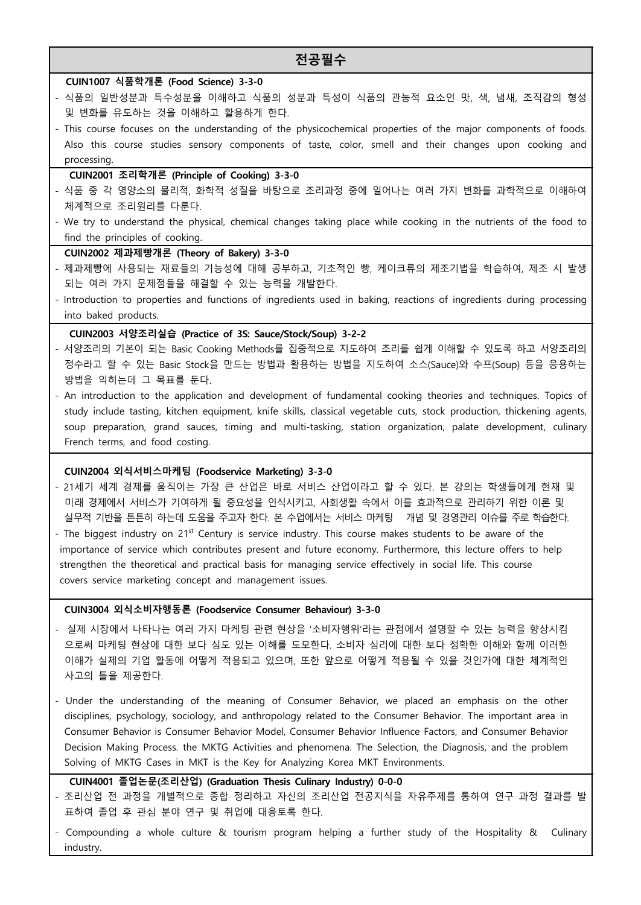# 전공필수

**CUIN1007 식품학개론 (Food Science) 3-3-0**

- 식품의 일반성분과 특수성분을 이해하고 식품의 성분과 특성이 식품의 관능적 요소인 맛, 색, 냄새, 조직감의 형성 및 변화를 유도하는 것을 이해하고 활용하게 한다.
- This course focuses on the understanding of the physicochemical properties of the major components of foods. Also this course studies sensory components of taste, color, smell and their changes upon cooking and processing.

**CUIN2001 조리학개론 (Principle of Cooking) 3-3-0**

- 식품 중 각 영양소의 물리적, 화학적 성질을 바탕으로 조리과정 중에 일어나는 여러 가지 변화를 과학적으로 이해하여 체계적으로 조리원리를 다룬다.
- We try to understand the physical, chemical changes taking place while cooking in the nutrients of the food to find the principles of cooking.

**CUIN2002 제과제빵개론 (Theory of Bakery) 3-3-0**

- 제과제빵에 사용되는 재료들의 기능성에 대해 공부하고, 기초적인 빵, 케이크류의 제조기법을 학습하여, 제조 시 발생되는 여러 가지 문제점들을 해결할 수 있는 능력을 개발한다.
- Introduction to properties and functions of ingredients used in baking, reactions of ingredients during processing into baked products.

**CUIN2003 서양조리실습 (Practice of 3S: Sauce/Stock/Soup) 3-2-2**

- 서양조리의 기본이 되는 Basic Cooking Methods를 집중적으로 지도하여 조리를 쉽게 이해할 수 있도록 하고 서양조리의 정수라고 할 수 있는 Basic Stock을 만드는 방법과 활용하는 방법을 지도하여 소스(Sauce)와 수프(Soup) 등을 응용하는 방법을 익히는데 그 목표를 둔다.
- An introduction to the application and development of fundamental cooking theories and techniques. Topics of study include tasting, kitchen equipment, knife skills, classical vegetable cuts, stock production, thickening agents, soup preparation, grand sauces, timing and multi-tasking, station organization, palate development, culinary French terms, and food costing.

**CUIN2004 외식서비스마케팅 (Foodservice Marketing) 3-3-0**

- 21세기 세계 경제를 움직이는 가장 큰 산업은 바로 서비스 산업이라고 할 수 있다. 본 강의는 학생들에게 현재 및 미래 경제에서 서비스가 기여하게 될 중요성을 인식시키고, 사회생활 속에서 이를 효과적으로 관리하기 위한 이론 및 실무적 기반을 튼튼히 하는데 도움을 주고자 한다. 본 수업에서는 서비스 마케팅 개념 및 경영관리 이슈를 주로 학습한다.
- The biggest industry on 21st Century is service industry. This course makes students to be aware of the importance of service which contributes present and future economy. Furthermore, this lecture offers to help strengthen the theoretical and practical basis for managing service effectively in social life. This course covers service marketing concept and management issues.

**CUIN3004 외식소비자행동론 (Foodservice Consumer Behaviour) 3-3-0**

- 실제 시장에서 나타나는 여러 가지 마케팅 관련 현상을 '소비자행위'라는 관점에서 설명할 수 있는 능력을 향상시킴으로써 마케팅 현상에 대한 보다 심도 있는 이해를 도모한다. 소비자 심리에 대한 보다 정확한 이해와 함께 이러한 이해가 실제의 기업 활동에 어떻게 적용되고 있으며, 또한 앞으로 어떻게 적용될 수 있을 것인가에 대한 체계적인 사고의 틀을 제공한다.
- Under the understanding of the meaning of Consumer Behavior, we placed an emphasis on the other disciplines, psychology, sociology, and anthropology related to the Consumer Behavior. The important area in Consumer Behavior is Consumer Behavior Model, Consumer Behavior Influence Factors, and Consumer Behavior Decision Making Process. the MKTG Activities and phenomena. The Selection, the Diagnosis, and the problem Solving of MKTG Cases in MKT is the Key for Analyzing Korea MKT Environments.

**CUIN4001 졸업논문(조리산업) (Graduation Thesis Culinary Industry) 0-0-0**

- 조리산업 전 과정을 개별적으로 종합 정리하고 자신의 조리산업 전공지식을 자유주제를 통하여 연구 과정 결과를 발표하여 졸업 후 관심 분야 연구 및 취업에 대응토록 한다.
- Compounding a whole culture & tourism program helping a further study of the Hospitality & Culinary industry.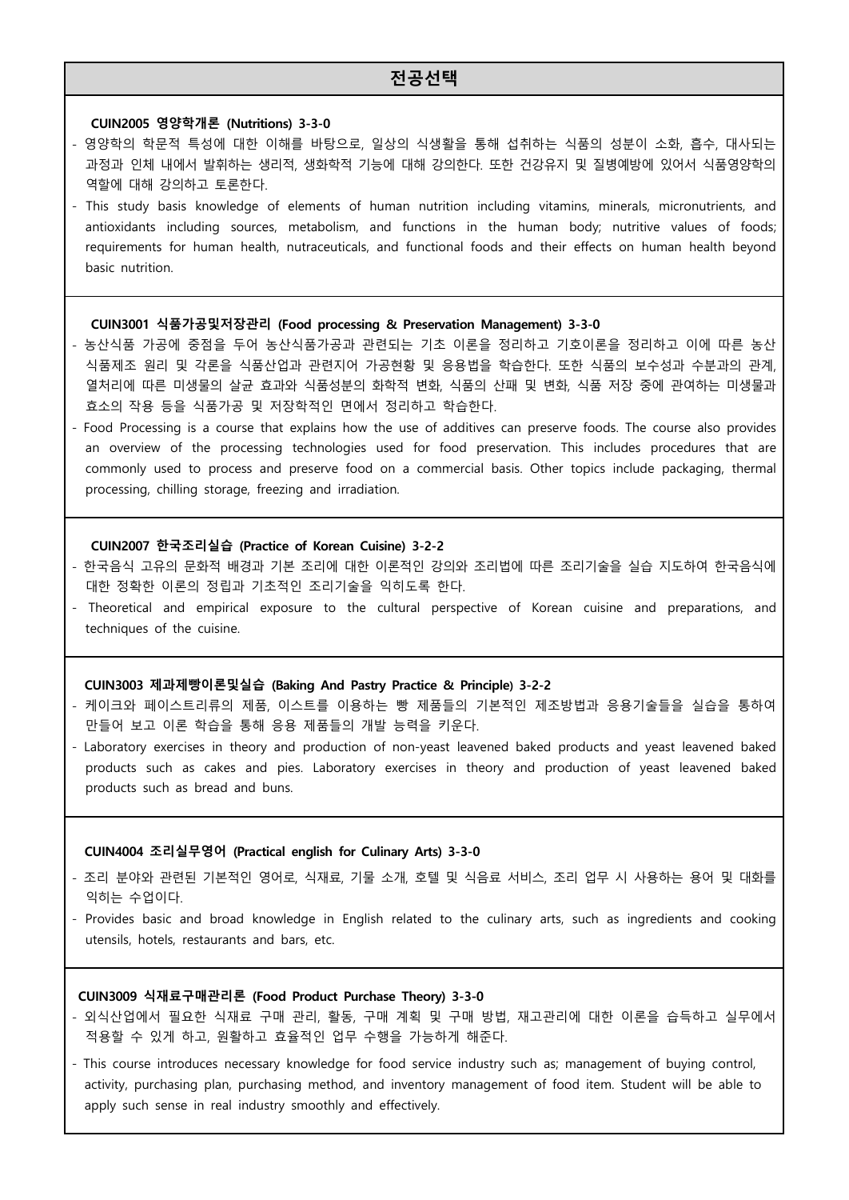## 전공선택

**CUIN2005 영양학개론 (Nutritions) 3-3-0**

- 영양학의 학문적 특성에 대한 이해를 바탕으로, 일상의 식생활을 통해 섭취하는 식품의 성분이 소화, 흡수, 대사되는 과정과 인체 내에서 발휘하는 생리적, 생화학적 기능에 대해 강의한다. 또한 건강유지 및 질병예방에 있어서 식품영양학의 역할에 대해 강의하고 토론한다.
- This study basis knowledge of elements of human nutrition including vitamins, minerals, micronutrients, and antioxidants including sources, metabolism, and functions in the human body; nutritive values of foods; requirements for human health, nutraceuticals, and functional foods and their effects on human health beyond basic nutrition.

**CUIN3001 식품가공및저장관리 (Food processing & Preservation Management) 3-3-0**

- 농산식품 가공에 중점을 두어 농산식품가공과 관련되는 기초 이론을 정리하고 기호이론을 정리하고 이에 따른 농산 식품제조 원리 및 각론을 식품산업과 관련지어 가공현황 및 응용법을 학습한다. 또한 식품의 보수성과 수분과의 관계, 열처리에 따른 미생물의 살균 효과와 식품성분의 화학적 변화, 식품의 산패 및 변화, 식품 저장 중에 관여하는 미생물과 효소의 작용 등을 식품가공 및 저장학적인 면에서 정리하고 학습한다.
- Food Processing is a course that explains how the use of additives can preserve foods. The course also provides an overview of the processing technologies used for food preservation. This includes procedures that are commonly used to process and preserve food on a commercial basis. Other topics include packaging, thermal processing, chilling storage, freezing and irradiation.

**CUIN2007 한국조리실습 (Practice of Korean Cuisine) 3-2-2**

- 한국음식 고유의 문화적 배경과 기본 조리에 대한 이론적인 강의와 조리법에 따른 조리기술을 실습 지도하여 한국음식에 대한 정확한 이론의 정립과 기초적인 조리기술을 익히도록 한다.
- Theoretical and empirical exposure to the cultural perspective of Korean cuisine and preparations, and techniques of the cuisine.

**CUIN3003 제과제빵이론및실습 (Baking And Pastry Practice & Principle) 3-2-2**

- 케이크와 페이스트리류의 제품, 이스트를 이용하는 빵 제품들의 기본적인 제조방법과 응용기술들을 실습을 통하여 만들어 보고 이론 학습을 통해 응용 제품들의 개발 능력을 키운다.
- Laboratory exercises in theory and production of non-yeast leavened baked products and yeast leavened baked products such as cakes and pies. Laboratory exercises in theory and production of yeast leavened baked products such as bread and buns.

**CUIN4004 조리실무영어 (Practical english for Culinary Arts) 3-3-0**

- 조리 분야와 관련된 기본적인 영어로, 식재료, 기물 소개, 호텔 및 식음료 서비스, 조리 업무 시 사용하는 용어 및 대화를 익히는 수업이다.
- Provides basic and broad knowledge in English related to the culinary arts, such as ingredients and cooking utensils, hotels, restaurants and bars, etc.

**CUIN3009 식재료구매관리론 (Food Product Purchase Theory) 3-3-0**

- 외식산업에서 필요한 식재료 구매 관리, 활동, 구매 계획 및 구매 방법, 재고관리에 대한 이론을 습득하고 실무에서 적용할 수 있게 하고, 원활하고 효율적인 업무 수행을 가능하게 해준다.
- This course introduces necessary knowledge for food service industry such as; management of buying control, activity, purchasing plan, purchasing method, and inventory management of food item. Student will be able to apply such sense in real industry smoothly and effectively.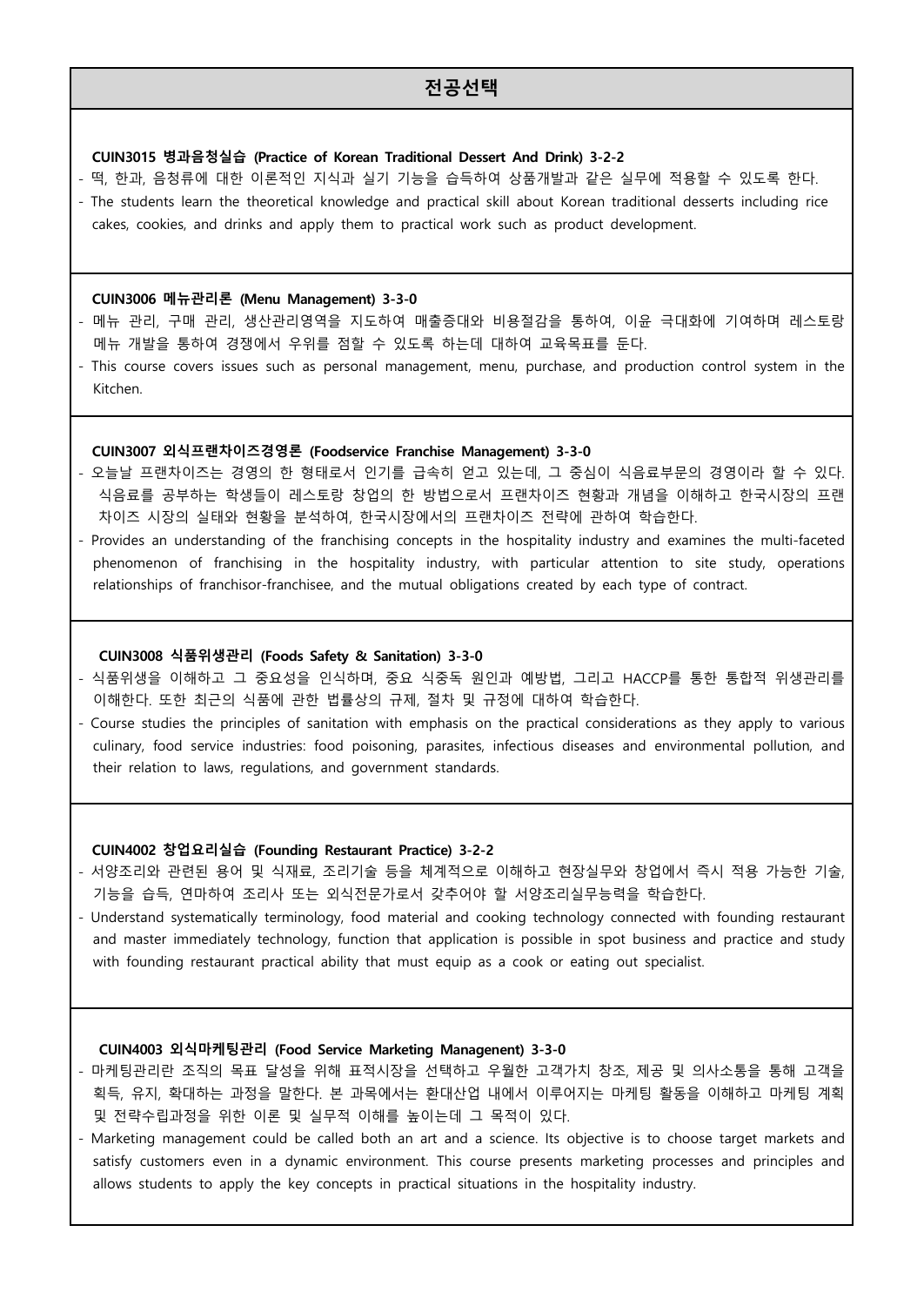## 전공선택

**CUIN3015 병과음청실습 (Practice of Korean Traditional Dessert And Drink) 3-2-2**

- 떡, 한과, 음청류에 대한 이론적인 지식과 실기 기능을 습득하여 상품개발과 같은 실무에 적용할 수 있도록 한다.
- The students learn the theoretical knowledge and practical skill about Korean traditional desserts including rice cakes, cookies, and drinks and apply them to practical work such as product development.

**CUIN3006 메뉴관리론 (Menu Management) 3-3-0**

- 메뉴 관리, 구매 관리, 생산관리영역을 지도하여 매출증대와 비용절감을 통하여, 이윤 극대화에 기여하며 레스토랑 메뉴 개발을 통하여 경쟁에서 우위를 점할 수 있도록 하는데 대하여 교육목표를 둔다.
- This course covers issues such as personal management, menu, purchase, and production control system in the Kitchen.

**CUIN3007 외식프랜차이즈경영론 (Foodservice Franchise Management) 3-3-0**

- 오늘날 프랜차이즈는 경영의 한 형태로서 인기를 급속히 얻고 있는데, 그 중심이 식음료부문의 경영이라 할 수 있다. 식음료를 공부하는 학생들이 레스토랑 창업의 한 방법으로서 프랜차이즈 현황과 개념을 이해하고 한국시장의 프랜차이즈 시장의 실태와 현황을 분석하여, 한국시장에서의 프랜차이즈 전략에 관하여 학습한다.
- Provides an understanding of the franchising concepts in the hospitality industry and examines the multi-faceted phenomenon of franchising in the hospitality industry, with particular attention to site study, operations relationships of franchisor-franchisee, and the mutual obligations created by each type of contract.

**CUIN3008 식품위생관리 (Foods Safety & Sanitation) 3-3-0**

- 식품위생을 이해하고 그 중요성을 인식하며, 중요 식중독 원인과 예방법, 그리고 HACCP를 통한 통합적 위생관리를 이해한다. 또한 최근의 식품에 관한 법률상의 규제, 절차 및 규정에 대하여 학습한다.
- Course studies the principles of sanitation with emphasis on the practical considerations as they apply to various culinary, food service industries: food poisoning, parasites, infectious diseases and environmental pollution, and their relation to laws, regulations, and government standards.

**CUIN4002 창업요리실습 (Founding Restaurant Practice) 3-2-2**

- 서양조리와 관련된 용어 및 식재료, 조리기술 등을 체계적으로 이해하고 현장실무와 창업에서 즉시 적용 가능한 기술, 기능을 습득, 연마하여 조리사 또는 외식전문가로서 갖추어야 할 서양조리실무능력을 학습한다.
- Understand systematically terminology, food material and cooking technology connected with founding restaurant and master immediately technology, function that application is possible in spot business and practice and study with founding restaurant practical ability that must equip as a cook or eating out specialist.

**CUIN4003 외식마케팅관리 (Food Service Marketing Managenent) 3-3-0**

- 마케팅관리란 조직의 목표 달성을 위해 표적시장을 선택하고 우월한 고객가치 창조, 제공 및 의사소통을 통해 고객을 획득, 유지, 확대하는 과정을 말한다. 본 과목에서는 환대산업 내에서 이루어지는 마케팅 활동을 이해하고 마케팅 계획 및 전략수립과정을 위한 이론 및 실무적 이해를 높이는데 그 목적이 있다.
- Marketing management could be called both an art and a science. Its objective is to choose target markets and satisfy customers even in a dynamic environment. This course presents marketing processes and principles and allows students to apply the key concepts in practical situations in the hospitality industry.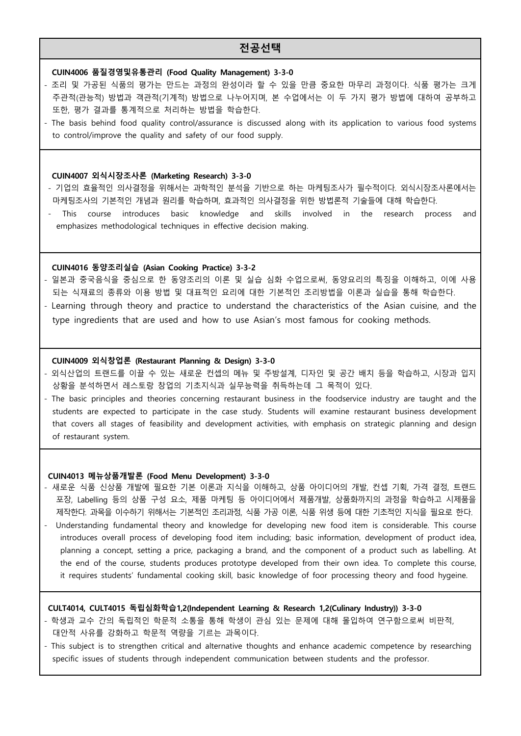## 전공선택

**CUIN4006 품질경영및유통관리 (Food Quality Management) 3-3-0**

- 조리 및 가공된 식품의 평가는 만드는 과정의 완성이라 할 수 있을 만큼 중요한 마무리 과정이다. 식품 평가는 크게 주관적(관능적) 방법과 객관적(기계적) 방법으로 나누어지며, 본 수업에서는 이 두 가지 평가 방법에 대하여 공부하고 또한, 평가 결과를 통계적으로 처리하는 방법을 학습한다.
- The basis behind food quality control/assurance is discussed along with its application to various food systems to control/improve the quality and safety of our food supply.

**CUIN4007 외식시장조사론 (Marketing Research) 3-3-0**

- 기업의 효율적인 의사결정을 위해서는 과학적인 분석을 기반으로 하는 마케팅조사가 필수적이다. 외식시장조사론에서는 마케팅조사의 기본적인 개념과 원리를 학습하며, 효과적인 의사결정을 위한 방법론적 기술들에 대해 학습한다.
- This course introduces basic knowledge and skills involved in the research process and emphasizes methodological techniques in effective decision making.

**CUIN4016 동양조리실습 (Asian Cooking Practice) 3-3-2**

- 일본과 중국음식을 중심으로 한 동양조리의 이론 및 실습 심화 수업으로써, 동양요리의 특징을 이해하고, 이에 사용되는 식재료의 종류와 이용 방법 및 대표적인 요리에 대한 기본적인 조리방법을 이론과 실습을 통해 학습한다.
- Learning through theory and practice to understand the characteristics of the Asian cuisine, and the type ingredients that are used and how to use Asian's most famous for cooking methods.

**CUIN4009 외식창업론 (Restaurant Planning & Design) 3-3-0**

- 외식산업의 트랜드를 이끌 수 있는 새로운 컨셉의 메뉴 및 주방설계, 디자인 및 공간 배치 등을 학습하고, 시장과 입지 상황을 분석하면서 레스토랑 창업의 기초지식과 실무능력을 취득하는데 그 목적이 있다.
- The basic principles and theories concerning restaurant business in the foodservice industry are taught and the students are expected to participate in the case study. Students will examine restaurant business development that covers all stages of feasibility and development activities, with emphasis on strategic planning and design of restaurant system.

**CUIN4013 메뉴상품개발론 (Food Menu Development) 3-3-0**

- 새로운 식품 신상품 개발에 필요한 기본 이론과 지식을 이해하고, 상품 아이디어의 개발, 컨셉 기획, 가격 결정, 트랜드 포장, Labelling 등의 상품 구성 요소, 제품 마케팅 등 아이디어에서 제품개발, 상품화까지의 과정을 학습하고 시제품을 제작한다. 과목을 이수하기 위해서는 기본적인 조리과정, 식품 가공 이론, 식품 위생 등에 대한 기초적인 지식을 필요로 한다.
- Understanding fundamental theory and knowledge for developing new food item is considerable. This course introduces overall process of developing food item including; basic information, development of product idea, planning a concept, setting a price, packaging a brand, and the component of a product such as labelling. At the end of the course, students produces prototype developed from their own idea. To complete this course, it requires students' fundamental cooking skill, basic knowledge of foor processing theory and food hygeine.

**CULT4014, CULT4015 독립심화학습1,2(Independent Learning & Research 1,2(Culinary Industry)) 3-3-0**

- 학생과 교수 간의 독립적인 학문적 소통을 통해 학생이 관심 있는 문제에 대해 몰입하여 연구함으로써 비판적, 대안적 사유를 강화하고 학문적 역량을 기르는 과목이다.
- This subject is to strengthen critical and alternative thoughts and enhance academic competence by researching specific issues of students through independent communication between students and the professor.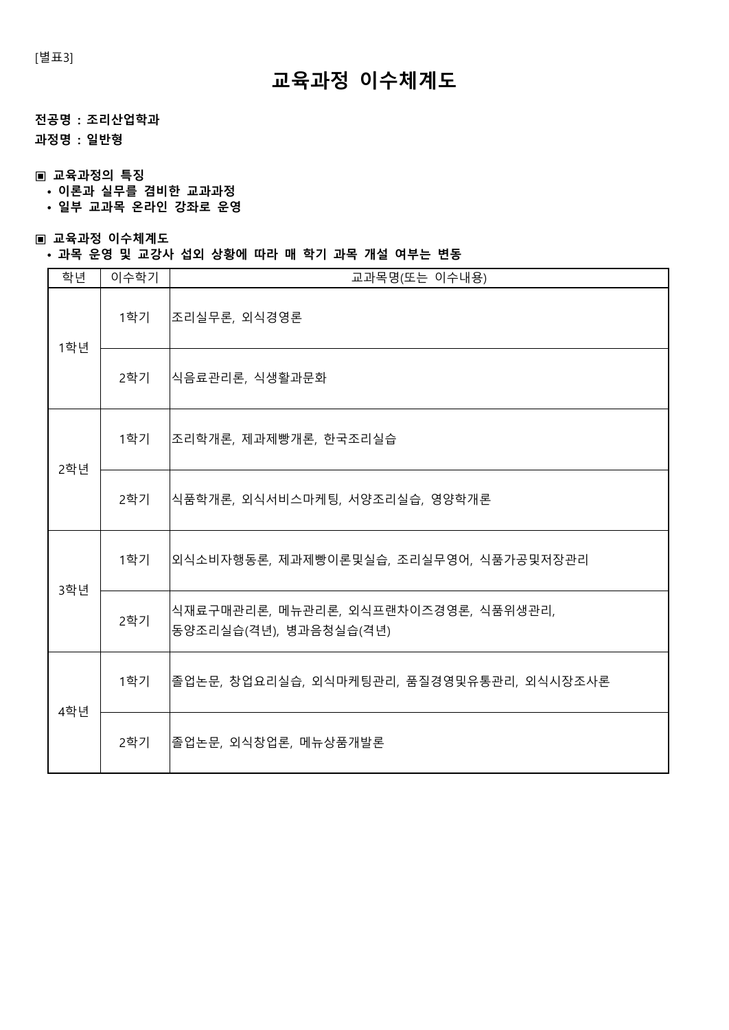[별표3]

# 교육과정 이수체계도

**전공명 : 조리산업학과**

**과정명 : 일반형**

**▣ 교육과정의 특징**

- **이론과 실무를 겸비한 교과과정**
- **일부 교과목 온라인 강좌로 운영**

**▣ 교육과정 이수체계도**

- **과목 운영 및 교강사 섭외 상황에 따라 매 학기 과목 개설 여부는 변동**

| 학년 | 이수학기 | 교과목명(또는 이수내용) |
|---|---|---|
| 1학년 | 1학기 | 조리실무론, 외식경영론 |
| | 2학기 | 식음료관리론, 식생활과문화 |
| 2학년 | 1학기 | 조리학개론, 제과제빵개론, 한국조리실습 |
| | 2학기 | 식품학개론, 외식서비스마케팅, 서양조리실습, 영양학개론 |
| 3학년 | 1학기 | 외식소비자행동론, 제과제빵이론및실습, 조리실무영어, 식품가공및저장관리 |
| | 2학기 | 식재료구매관리론, 메뉴관리론, 외식프랜차이즈경영론, 식품위생관리, 동양조리실습(격년), 병과음청실습(격년) |
| 4학년 | 1학기 | 졸업논문, 창업요리실습, 외식마케팅관리, 품질경영및유통관리, 외식시장조사론 |
| | 2학기 | 졸업논문, 외식창업론, 메뉴상품개발론 |